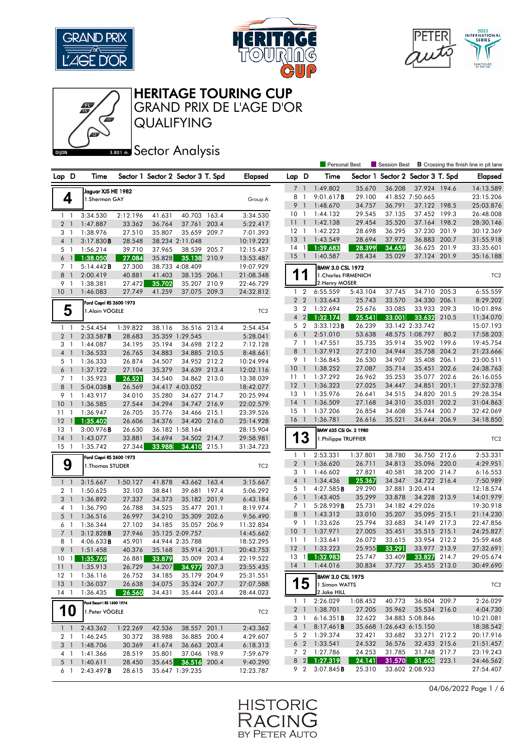# HERITAGE TOURING CUP

## GRAND PRIX DE L'AGE D'OR

## QUALIFYING

### Sector Analysis

Personal Best | Session Best | **B** Crossing the finish line in pit lane

DIJON 3.801 m.

**4** — Jaguar XJS HE 1982 — 1.Sherman GAY — Group A

| Lap | D | Time | Sector 1 | Sector 2 | Sector 3 | T. Spd | Elapsed |
|---|---|---|---|---|---|---|---|
| 1 | 1 | 3:34.530 | 2:12.196 | 41.631 | 40.703 | 163.4 | 3:34.530 |
| 2 | 1 | 1:47.887 | 33.362 | 36.764 | 37.761 | 203.4 | 5:22.417 |
| 3 | 1 | 1:38.976 | 27.510 | 35.807 | 35.659 | 209.7 | 7:01.393 |
| 4 | 1 | 3:17.830 **B** | 28.548 | 38.234 | 2:11.048 | | 10:19.223 |
| 5 | 1 | 1:56.214 | 39.710 | 37.965 | 38.539 | 205.7 | 12:15.437 |
| 6 | 1 | 1:38.050 | 27.084 | 35.828 | 35.138 | 210.9 | 13:53.487 |
| 7 | 1 | 5:14.442 **B** | 27.300 | 38.733 | 4:08.409 | | 19:07.929 |
| 8 | 1 | 2:00.419 | 40.881 | 41.403 | 38.135 | 206.1 | 21:08.348 |
| 9 | 1 | 1:38.381 | 27.472 | 35.702 | 35.207 | 210.9 | 22:46.729 |
| 10 | 1 | 1:46.083 | 27.749 | 41.259 | 37.075 | 209.3 | 24:32.812 |

**5** — Ford Capri RS 2600 1973 — 1.Alain VÖGELE — TC2

| Lap | D | Time | Sector 1 | Sector 2 | Sector 3 | T. Spd | Elapsed |
|---|---|---|---|---|---|---|---|
| 1 | 1 | 2:54.454 | 1:39.822 | 38.116 | 36.516 | 213.4 | 2:54.454 |
| 2 | 1 | 2:33.587 **B** | 28.683 | 35.359 | 1:29.545 | | 5:28.041 |
| 3 | 1 | 1:44.087 | 34.195 | 35.194 | 34.698 | 212.2 | 7:12.128 |
| 4 | 1 | 1:36.533 | 26.765 | 34.883 | 34.885 | 210.5 | 8:48.661 |
| 5 | 1 | 1:36.333 | 26.874 | 34.507 | 34.952 | 212.2 | 10:24.994 |
| 6 | 1 | 1:37.122 | 27.104 | 35.379 | 34.639 | 213.4 | 12:02.116 |
| 7 | 1 | 1:35.923 | 26.521 | 34.540 | 34.862 | 213.0 | 13:38.039 |
| 8 | 1 | 5:04.038 **B** | 26.569 | 34.417 | 4:03.052 | | 18:42.077 |
| 9 | 1 | 1:43.917 | 34.010 | 35.280 | 34.627 | 214.7 | 20:25.994 |
| 10 | 1 | 1:36.585 | 27.544 | 34.294 | 34.747 | 216.9 | 22:02.579 |
| 11 | 1 | 1:36.947 | 26.705 | 35.776 | 34.466 | 215.1 | 23:39.526 |
| 12 | 1 | 1:35.402 | 26.606 | 34.376 | 34.420 | 216.0 | 25:14.928 |
| 13 | 1 | 3:00.976 **B** | 26.630 | 36.182 | 1:58.164 | | 28:15.904 |
| 14 | 1 | 1:43.077 | 33.881 | 34.694 | 34.502 | 214.7 | 29:58.981 |
| 15 | 1 | 1:35.742 | 27.344 | 33.988 | 34.410 | 215.1 | 31:34.723 |

**9** — Ford Capri RS 2600 1973 — 1.Thomas STUDER — TC2

| Lap | D | Time | Sector 1 | Sector 2 | Sector 3 | T. Spd | Elapsed |
|---|---|---|---|---|---|---|---|
| 1 | 1 | 3:15.667 | 1:50.127 | 41.878 | 43.662 | 163.4 | 3:15.667 |
| 2 | 1 | 1:50.625 | 32.103 | 38.841 | 39.681 | 197.4 | 5:06.292 |
| 3 | 1 | 1:36.892 | 27.337 | 34.373 | 35.182 | 201.9 | 6:43.184 |
| 4 | 1 | 1:36.790 | 26.788 | 34.525 | 35.477 | 201.1 | 8:19.974 |
| 5 | 1 | 1:36.516 | 26.997 | 34.210 | 35.309 | 202.6 | 9:56.490 |
| 6 | 1 | 1:36.344 | 27.102 | 34.185 | 35.057 | 206.9 | 11:32.834 |
| 7 | 1 | 3:12.828 **B** | 27.946 | 35.125 | 2:09.757 | | 14:45.662 |
| 8 | 1 | 4:06.633 **B** | 45.901 | 44.944 | 2:35.788 | | 18:52.295 |
| 9 | 1 | 1:51.458 | 40.376 | 35.168 | 35.914 | 201.1 | 20:43.753 |
| 10 | 1 | 1:35.769 | 26.881 | 33.879 | 35.009 | 203.4 | 22:19.522 |
| 11 | 1 | 1:35.913 | 26.729 | 34.207 | 34.977 | 207.3 | 23:55.435 |
| 12 | 1 | 1:36.116 | 26.752 | 34.185 | 35.179 | 204.9 | 25:31.551 |
| 13 | 1 | 1:36.037 | 26.638 | 34.075 | 35.324 | 207.7 | 27:07.588 |
| 14 | 1 | 1:36.435 | 26.560 | 34.431 | 35.444 | 203.4 | 28:44.023 |

**10** — Ford Escort I RS 1600 1974 — 1.Peter VÖGELE — TC2

| Lap | D | Time | Sector 1 | Sector 2 | Sector 3 | T. Spd | Elapsed |
|---|---|---|---|---|---|---|---|
| 1 | 1 | 2:43.362 | 1:22.269 | 42.536 | 38.557 | 201.1 | 2:43.362 |
| 2 | 1 | 1:46.245 | 30.372 | 38.988 | 36.885 | 200.4 | 4:29.607 |
| 3 | 1 | 1:48.706 | 30.369 | 41.674 | 36.663 | 203.4 | 6:18.313 |
| 4 | 1 | 1:41.366 | 28.519 | 35.801 | 37.046 | 198.9 | 7:59.679 |
| 5 | 1 | 1:40.611 | 28.450 | 35.645 | 36.516 | 200.4 | 9:40.290 |
| 6 | 1 | 2:43.497 **B** | 28.615 | 35.647 | 1:39.235 | | 12:23.787 |
| 7 | 1 | 1:49.802 | 35.670 | 36.208 | 37.924 | 194.6 | 14:13.589 |
| 8 | 1 | 9:01.617 **B** | 29.100 | 41.852 | 7:50.665 | | 23:15.206 |
| 9 | 1 | 1:48.670 | 34.757 | 36.791 | 37.122 | 198.5 | 25:03.876 |
| 10 | 1 | 1:44.132 | 29.545 | 37.135 | 37.452 | 199.3 | 26:48.008 |
| 11 | 1 | 1:42.138 | 29.454 | 35.520 | 37.164 | 198.2 | 28:30.146 |
| 12 | 1 | 1:42.223 | 28.698 | 36.295 | 37.230 | 201.9 | 30:12.369 |
| 13 | 1 | 1:43.549 | 28.694 | 37.972 | 36.883 | 200.7 | 31:55.918 |
| 14 | 1 | 1:39.683 | 28.399 | 34.659 | 36.625 | 201.9 | 33:35.601 |
| 15 | 1 | 1:40.587 | 28.434 | 35.029 | 37.124 | 201.9 | 35:16.188 |

**11** — BMW 3.0 CSL 1972 — 1.Charles FIRMENICH, 2.Henry MOSER — TC2

| Lap | D | Time | Sector 1 | Sector 2 | Sector 3 | T. Spd | Elapsed |
|---|---|---|---|---|---|---|---|
| 1 | 2 | 6:55.559 | 5:43.104 | 37.745 | 34.710 | 205.3 | 6:55.559 |
| 2 | 2 | 1:33.643 | 25.743 | 33.570 | 34.330 | 206.1 | 8:29.202 |
| 3 | 2 | 1:32.694 | 25.676 | 33.085 | 33.933 | 209.3 | 10:01.896 |
| 4 | 2 | 1:32.174 | 25.541 | 33.001 | 33.632 | 210.5 | 11:34.070 |
| 5 | 2 | 3:33.123 **B** | 26.239 | 33.142 | 2:33.742 | | 15:07.193 |
| 6 | 1 | 2:51.010 | 53.638 | 48.575 | 1:08.797 | 80.2 | 17:58.203 |
| 7 | 1 | 1:47.551 | 35.735 | 35.914 | 35.902 | 199.6 | 19:45.754 |
| 8 | 1 | 1:37.912 | 27.210 | 34.944 | 35.758 | 204.2 | 21:23.666 |
| 9 | 1 | 1:36.845 | 26.530 | 34.907 | 35.408 | 206.1 | 23:00.511 |
| 10 | 1 | 1:38.252 | 27.087 | 35.714 | 35.451 | 202.6 | 24:38.763 |
| 11 | 1 | 1:37.292 | 26.962 | 35.253 | 35.077 | 202.6 | 26:16.055 |
| 12 | 1 | 1:36.323 | 27.025 | 34.447 | 34.851 | 201.1 | 27:52.378 |
| 13 | 1 | 1:35.976 | 26.641 | 34.515 | 34.820 | 201.5 | 29:28.354 |
| 14 | 1 | 1:36.509 | 27.168 | 34.310 | 35.031 | 202.2 | 31:04.863 |
| 15 | 1 | 1:37.206 | 26.854 | 34.608 | 35.744 | 200.7 | 32:42.069 |
| 16 | 1 | 1:36.781 | 26.616 | 35.521 | 34.644 | 206.9 | 34:18.850 |

**13** — BMW 635 CSi Gr. 2 1980 — 1.Philippe TRUFFIER — TC2

| Lap | D | Time | Sector 1 | Sector 2 | Sector 3 | T. Spd | Elapsed |
|---|---|---|---|---|---|---|---|
| 1 | 1 | 2:53.331 | 1:37.801 | 38.780 | 36.750 | 212.6 | 2:53.331 |
| 2 | 1 | 1:36.620 | 26.711 | 34.813 | 35.096 | 220.0 | 4:29.951 |
| 3 | 1 | 1:46.602 | 27.821 | 40.581 | 38.200 | 214.7 | 6:16.553 |
| 4 | 1 | 1:34.436 | 25.367 | 34.347 | 34.722 | 216.4 | 7:50.989 |
| 5 | 1 | 4:27.585 **B** | 29.290 | 37.881 | 3:20.414 | | 12:18.574 |
| 6 | 1 | 1:43.405 | 35.299 | 33.878 | 34.228 | 213.9 | 14:01.979 |
| 7 | 1 | 5:28.939 **B** | 25.731 | 34.182 | 4:29.026 | | 19:30.918 |
| 8 | 1 | 1:43.312 | 33.010 | 35.207 | 35.095 | 215.1 | 21:14.230 |
| 9 | 1 | 1:33.626 | 25.794 | 33.683 | 34.149 | 217.3 | 22:47.856 |
| 10 | 1 | 1:37.971 | 27.005 | 35.451 | 35.515 | 215.1 | 24:25.827 |
| 11 | 1 | 1:33.641 | 26.072 | 33.615 | 33.954 | 212.2 | 25:59.468 |
| 12 | 1 | 1:33.223 | 25.955 | 33.291 | 33.977 | 213.9 | 27:32.691 |
| 13 | 1 | 1:32.983 | 25.747 | 33.409 | 33.827 | 214.7 | 29:05.674 |
| 14 | 1 | 1:44.016 | 30.834 | 37.727 | 35.455 | 213.0 | 30:49.690 |

**15** — BMW 3.0 CSL 1975 — 1.Simon WATTS, 2.Jake HILL — TC2

| Lap | D | Time | Sector 1 | Sector 2 | Sector 3 | T. Spd | Elapsed |
|---|---|---|---|---|---|---|---|
| 1 | 1 | 2:26.029 | 1:08.452 | 40.773 | 36.804 | 209.7 | 2:26.029 |
| 2 | 1 | 1:38.701 | 27.205 | 35.962 | 35.534 | 216.0 | 4:04.730 |
| 3 | 1 | 6:16.351 **B** | 32.622 | 34.883 | 5:08.846 | | 10:21.081 |
| 4 | 1 | 8:17.461 **B** | 35.668 | 1:26.643 | 6:15.150 | | 18:38.542 |
| 5 | 2 | 1:39.374 | 32.421 | 33.682 | 33.271 | 212.2 | 20:17.916 |
| 6 | 2 | 1:33.541 | 24.532 | 36.576 | 32.433 | 215.6 | 21:51.457 |
| 7 | 2 | 1:27.786 | 24.253 | 31.785 | 31.748 | 217.7 | 23:19.243 |
| 8 | 2 | 1:27.319 | 24.141 | 31.570 | 31.608 | 223.1 | 24:46.562 |
| 9 | 2 | 3:07.845 **B** | 25.310 | 33.602 | 2:08.933 | | 27:54.407 |

04/06/2022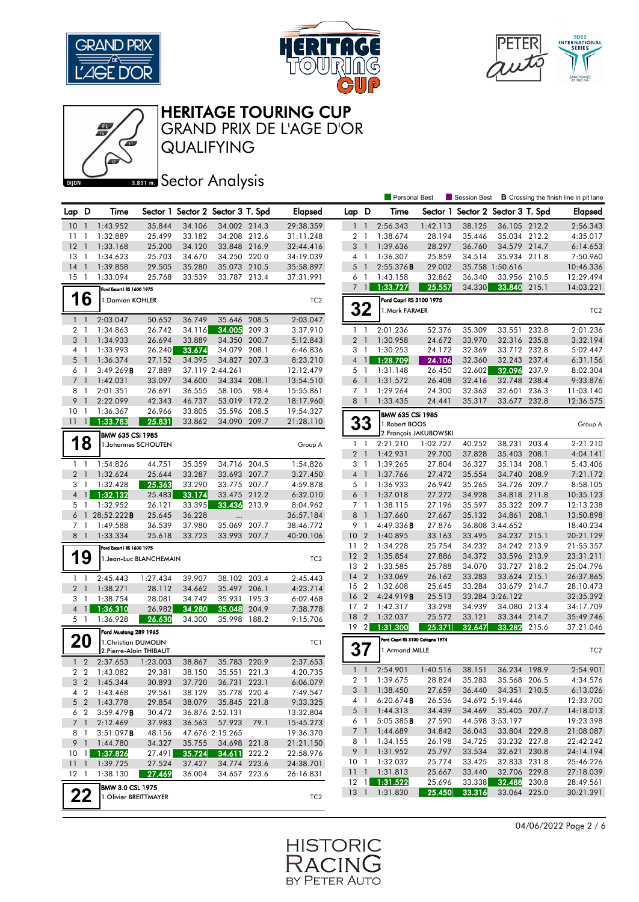# HERITAGE TOURING CUP

## GRAND PRIX DE L'AGE D'OR

## QUALIFYING

### Sector Analysis

Personal Best | Session Best | **B** Crossing the finish line in pit lane

| Lap | D | Time | Sector 1 | Sector 2 | Sector 3 | T. Spd | Elapsed |
|---|---|---|---|---|---|---|---|
| 10 | 1 | 1:43.952 | 35.844 | 34.106 | 34.002 | 214.3 | 29:38.359 |
| 11 | 1 | 1:32.889 | 25.499 | 33.182 | 34.208 | 212.6 | 31:11.248 |
| 12 | 1 | 1:33.168 | 25.200 | 34.120 | 33.848 | 216.9 | 32:44.416 |
| 13 | 1 | 1:34.623 | 25.703 | 34.670 | 34.250 | 220.0 | 34:19.039 |
| 14 | 1 | 1:39.858 | 29.505 | 35.280 | 35.073 | 210.5 | 35:58.897 |
| 15 | 1 | 1:33.094 | 25.768 | 33.539 | 33.787 | 213.4 | 37:31.991 |

**16** — Ford Escort I RS 1600 1975 — 1.Damien KOHLER — TC2

| Lap | D | Time | Sector 1 | Sector 2 | Sector 3 | T. Spd | Elapsed |
|---|---|---|---|---|---|---|---|
| 1 | 1 | 2:03.047 | 50.652 | 36.749 | 35.646 | 208.5 | 2:03.047 |
| 2 | 1 | 1:34.863 | 26.742 | 34.116 | 34.005 | 209.3 | 3:37.910 |
| 3 | 1 | 1:34.933 | 26.694 | 33.889 | 34.350 | 200.7 | 5:12.843 |
| 4 | 1 | 1:33.993 | 26.240 | 33.674 | 34.079 | 208.1 | 6:46.836 |
| 5 | 1 | 1:36.374 | 27.152 | 34.395 | 34.827 | 207.3 | 8:23.210 |
| 6 | 1 | 3:49.269 B | 27.889 | 37.119 | 2:44.261 | | 12:12.479 |
| 7 | 1 | 1:42.031 | 33.097 | 34.600 | 34.334 | 208.1 | 13:54.510 |
| 8 | 1 | 2:01.351 | 26.691 | 36.555 | 58.105 | 98.4 | 15:55.861 |
| 9 | 1 | 2:22.099 | 42.343 | 46.737 | 53.019 | 172.2 | 18:17.960 |
| 10 | 1 | 1:36.367 | 26.966 | 33.805 | 35.596 | 208.5 | 19:54.327 |
| 11 | 1 | 1:33.783 | 25.831 | 33.862 | 34.090 | 209.7 | 21:28.110 |

**18** — BMW 635 CSi 1985 — 1.Johannes SCHOUTEN — Group A

| Lap | D | Time | Sector 1 | Sector 2 | Sector 3 | T. Spd | Elapsed |
|---|---|---|---|---|---|---|---|
| 1 | 1 | 1:54.826 | 44.751 | 35.359 | 34.716 | 204.5 | 1:54.826 |
| 2 | 1 | 1:32.624 | 25.644 | 33.287 | 33.693 | 207.7 | 3:27.450 |
| 3 | 1 | 1:32.428 | 25.363 | 33.290 | 33.775 | 207.7 | 4:59.878 |
| 4 | 1 | 1:32.132 | 25.483 | 33.174 | 33.475 | 212.2 | 6:32.010 |
| 5 | 1 | 1:32.952 | 26.121 | 33.395 | 33.436 | 213.9 | 8:04.962 |
| 6 | 1 | 28:52.222 B | 25.645 | 36.228 | ... | | 36:57.184 |
| 7 | 1 | 1:49.588 | 36.539 | 37.980 | 35.069 | 207.7 | 38:46.772 |
| 8 | 1 | 1:33.334 | 25.618 | 33.723 | 33.993 | 207.7 | 40:20.106 |

**19** — Ford Escort I RS 1600 1975 — 1.Jean-Luc BLANCHEMAIN — TC2

| Lap | D | Time | Sector 1 | Sector 2 | Sector 3 | T. Spd | Elapsed |
|---|---|---|---|---|---|---|---|
| 1 | 1 | 2:45.443 | 1:27.434 | 39.907 | 38.102 | 203.4 | 2:45.443 |
| 2 | 1 | 1:38.271 | 28.112 | 34.662 | 35.497 | 206.1 | 4:23.714 |
| 3 | 1 | 1:38.754 | 28.081 | 34.742 | 35.931 | 195.3 | 6:02.468 |
| 4 | 1 | 1:36.310 | 26.982 | 34.280 | 35.048 | 204.9 | 7:38.778 |
| 5 | 1 | 1:36.928 | 26.630 | 34.300 | 35.998 | 188.2 | 9:15.706 |

**20** — Ford Mustang 289 1965 — 1.Christian DUMOLIN, 2.Pierre-Alain THIBAUT — TC1

| Lap | D | Time | Sector 1 | Sector 2 | Sector 3 | T. Spd | Elapsed |
|---|---|---|---|---|---|---|---|
| 1 | 2 | 2:37.653 | 1:23.003 | 38.867 | 35.783 | 220.9 | 2:37.653 |
| 2 | 2 | 1:43.082 | 29.381 | 38.150 | 35.551 | 221.3 | 4:20.735 |
| 3 | 2 | 1:45.344 | 30.893 | 37.720 | 36.731 | 223.1 | 6:06.079 |
| 4 | 2 | 1:43.468 | 29.561 | 38.129 | 35.778 | 220.4 | 7:49.547 |
| 5 | 2 | 1:43.778 | 29.854 | 38.079 | 35.845 | 221.8 | 9:33.325 |
| 6 | 2 | 3:59.479 B | 30.472 | 36.876 | 2:52.131 | | 13:32.804 |
| 7 | 1 | 2:12.469 | 37.983 | 36.563 | 57.923 | 79.1 | 15:45.273 |
| 8 | 1 | 3:51.097 B | 48.156 | 47.676 | 2:15.265 | | 19:36.370 |
| 9 | 1 | 1:44.780 | 34.327 | 35.755 | 34.698 | 221.8 | 21:21.150 |
| 10 | 1 | 1:37.826 | 27.491 | 35.724 | 34.611 | 222.2 | 22:58.976 |
| 11 | 1 | 1:39.725 | 27.524 | 37.427 | 34.774 | 223.6 | 24:38.701 |
| 12 | 1 | 1:38.130 | 27.469 | 36.004 | 34.657 | 223.6 | 26:16.831 |

**22** — BMW 3.0 CSL 1975 — 1.Olivier BREITTMAYER — TC2

| Lap | D | Time | Sector 1 | Sector 2 | Sector 3 | T. Spd | Elapsed |
|---|---|---|---|---|---|---|---|
| 1 | 1 | 2:56.343 | 1:42.113 | 38.125 | 36.105 | 212.2 | 2:56.343 |
| 2 | 1 | 1:38.674 | 28.194 | 35.446 | 35.034 | 212.2 | 4:35.017 |
| 3 | 1 | 1:39.636 | 28.297 | 36.760 | 34.579 | 214.7 | 6:14.653 |
| 4 | 1 | 1:36.307 | 25.859 | 34.514 | 35.934 | 211.8 | 7:50.960 |
| 5 | 1 | 2:55.376 B | 29.002 | 35.758 | 1:50.616 | | 10:46.336 |
| 6 | 1 | 1:43.158 | 32.862 | 36.340 | 33.956 | 210.5 | 12:29.494 |
| 7 | 1 | 1:33.727 | 25.557 | 34.330 | 33.840 | 215.1 | 14:03.221 |

**32** — Ford Capri RS 3100 1975 — 1.Mark FARMER — TC2

| Lap | D | Time | Sector 1 | Sector 2 | Sector 3 | T. Spd | Elapsed |
|---|---|---|---|---|---|---|---|
| 1 | 1 | 2:01.236 | 52.376 | 35.309 | 33.551 | 232.8 | 2:01.236 |
| 2 | 1 | 1:30.958 | 24.672 | 33.970 | 32.316 | 235.8 | 3:32.194 |
| 3 | 1 | 1:30.253 | 24.172 | 32.369 | 33.712 | 232.8 | 5:02.447 |
| 4 | 1 | 1:28.709 | 24.106 | 32.360 | 32.243 | 237.4 | 6:31.156 |
| 5 | 1 | 1:31.148 | 26.450 | 32.602 | 32.096 | 237.9 | 8:02.304 |
| 6 | 1 | 1:31.572 | 26.408 | 32.416 | 32.748 | 238.4 | 9:33.876 |
| 7 | 1 | 1:29.264 | 24.300 | 32.363 | 32.601 | 236.3 | 11:03.140 |
| 8 | 1 | 1:33.435 | 24.441 | 35.317 | 33.677 | 232.8 | 12:36.575 |

**33** — BMW 635 CSi 1985 — 1.Robert BOOS, 2.François JAKUBOWSKI — Group A

| Lap | D | Time | Sector 1 | Sector 2 | Sector 3 | T. Spd | Elapsed |
|---|---|---|---|---|---|---|---|
| 1 | 1 | 2:21.210 | 1:02.727 | 40.252 | 38.231 | 203.4 | 2:21.210 |
| 2 | 1 | 1:42.931 | 29.700 | 37.828 | 35.403 | 208.1 | 4:04.141 |
| 3 | 1 | 1:39.265 | 27.804 | 36.327 | 35.134 | 208.1 | 5:43.406 |
| 4 | 1 | 1:37.766 | 27.472 | 35.554 | 34.740 | 208.9 | 7:21.172 |
| 5 | 1 | 1:36.933 | 26.942 | 35.265 | 34.726 | 209.7 | 8:58.105 |
| 6 | 1 | 1:37.018 | 27.272 | 34.928 | 34.818 | 211.8 | 10:35.123 |
| 7 | 1 | 1:38.115 | 27.196 | 35.597 | 35.322 | 209.7 | 12:13.238 |
| 8 | 1 | 1:37.660 | 27.667 | 35.132 | 34.861 | 208.1 | 13:50.898 |
| 9 | 1 | 4:49.336 B | 27.876 | 36.808 | 3:44.652 | | 18:40.234 |
| 10 | 2 | 1:40.895 | 33.163 | 33.495 | 34.237 | 215.1 | 20:21.129 |
| 11 | 2 | 1:34.228 | 25.754 | 34.232 | 34.242 | 213.9 | 21:55.357 |
| 12 | 2 | 1:35.854 | 27.886 | 34.372 | 33.596 | 213.9 | 23:31.211 |
| 13 | 2 | 1:33.585 | 25.788 | 34.070 | 33.727 | 218.2 | 25:04.796 |
| 14 | 2 | 1:33.069 | 26.162 | 33.283 | 33.624 | 215.1 | 26:37.865 |
| 15 | 2 | 1:32.608 | 25.645 | 33.284 | 33.679 | 214.7 | 28:10.473 |
| 16 | 2 | 4:24.919 B | 25.513 | 33.284 | 3:26.122 | | 32:35.392 |
| 17 | 2 | 1:42.317 | 33.298 | 34.939 | 34.080 | 213.4 | 34:17.709 |
| 18 | 2 | 1:32.037 | 25.572 | 33.121 | 33.344 | 214.7 | 35:49.746 |
| 19 | 2 | 1:31.300 | 25.371 | 32.647 | 33.282 | 215.6 | 37:21.046 |

**37** — Ford Capri RS 3100 Cologne 1974 — 1.Armand MILLE — TC2

| Lap | D | Time | Sector 1 | Sector 2 | Sector 3 | T. Spd | Elapsed |
|---|---|---|---|---|---|---|---|
| 1 | 1 | 2:54.901 | 1:40.516 | 38.151 | 36.234 | 198.9 | 2:54.901 |
| 2 | 1 | 1:39.675 | 28.824 | 35.283 | 35.568 | 206.5 | 4:34.576 |
| 3 | 1 | 1:38.450 | 27.659 | 36.440 | 34.351 | 210.5 | 6:13.026 |
| 4 | 1 | 6:20.674 B | 26.536 | 34.692 | 5:19.446 | | 12:33.700 |
| 5 | 1 | 1:44.313 | 34.439 | 34.469 | 35.405 | 207.7 | 14:18.013 |
| 6 | 1 | 5:05.385 B | 27.590 | 44.598 | 3:53.197 | | 19:23.398 |
| 7 | 1 | 1:44.689 | 34.842 | 36.043 | 33.804 | 229.8 | 21:08.087 |
| 8 | 1 | 1:34.155 | 26.198 | 34.725 | 33.232 | 227.8 | 22:42.242 |
| 9 | 1 | 1:31.952 | 25.797 | 33.534 | 32.621 | 230.8 | 24:14.194 |
| 10 | 1 | 1:32.032 | 25.774 | 33.425 | 32.833 | 231.8 | 25:46.226 |
| 11 | 1 | 1:31.813 | 25.667 | 33.440 | 32.706 | 229.8 | 27:18.039 |
| 12 | 1 | 1:31.522 | 25.696 | 33.338 | 32.488 | 230.8 | 28:49.561 |
| 13 | 1 | 1:31.830 | 25.450 | 33.316 | 33.064 | 225.0 | 30:21.391 |

04/06/2022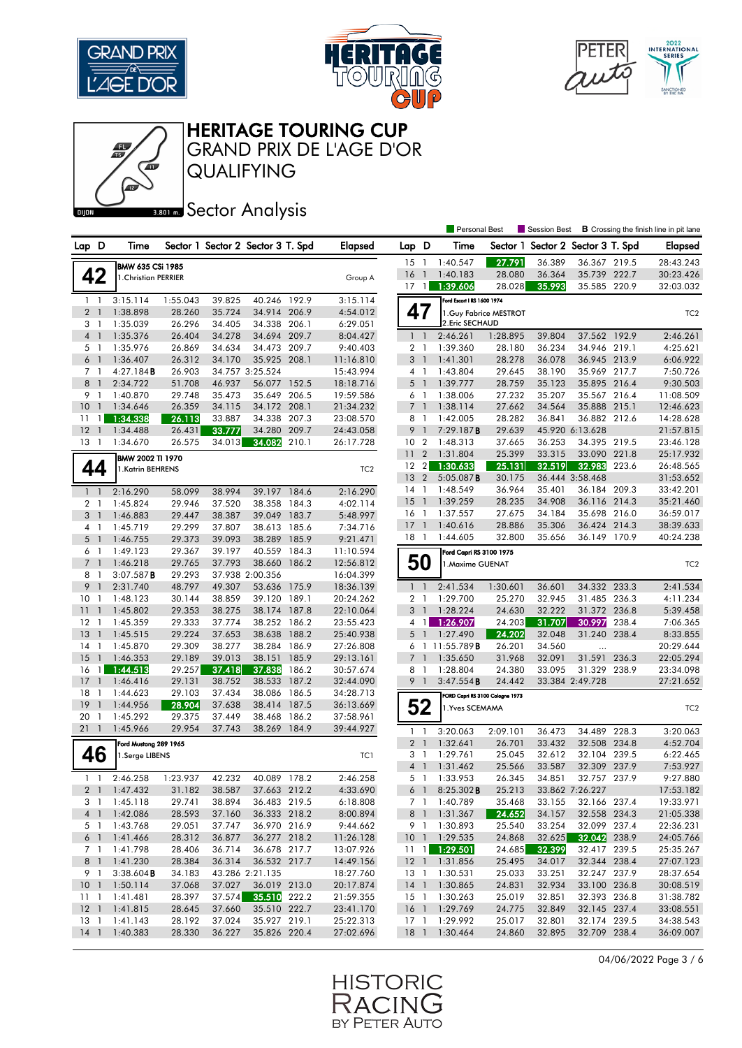# HERITAGE TOURING CUP

## GRAND PRIX DE L'AGE D'OR

## QUALIFYING

### Sector Analysis

Personal Best | Session Best | **B** Crossing the finish line in pit lane

**42** — BMW 635 CSi 1985 — 1.Christian PERRIER — Group A

| Lap | D | Time | Sector 1 | Sector 2 | Sector 3 | T. Spd | Elapsed |
|---|---|---|---|---|---|---|---|
| 1 | 1 | 3:15.114 | 1:55.043 | 39.825 | 40.246 | 192.9 | 3:15.114 |
| 2 | 1 | 1:38.898 | 28.260 | 35.724 | 34.914 | 206.9 | 4:54.012 |
| 3 | 1 | 1:35.039 | 26.296 | 34.405 | 34.338 | 206.1 | 6:29.051 |
| 4 | 1 | 1:35.376 | 26.404 | 34.278 | 34.694 | 209.7 | 8:04.427 |
| 5 | 1 | 1:35.976 | 26.869 | 34.634 | 34.473 | 209.7 | 9:40.403 |
| 6 | 1 | 1:36.407 | 26.312 | 34.170 | 35.925 | 208.1 | 11:16.810 |
| 7 | 1 | 4:27.184**B** | 26.903 | 34.757 | 3:25.524 | | 15:43.994 |
| 8 | 1 | 2:34.722 | 51.708 | 46.937 | 56.077 | 152.5 | 18:18.716 |
| 9 | 1 | 1:40.870 | 29.748 | 35.473 | 35.649 | 206.5 | 19:59.586 |
| 10 | 1 | 1:34.646 | 26.359 | 34.115 | 34.172 | 208.1 | 21:34.232 |
| 11 | 1 | 1:34.338 | 26.113 | 33.887 | 34.338 | 207.3 | 23:08.570 |
| 12 | 1 | 1:34.488 | 26.431 | 33.777 | 34.280 | 209.7 | 24:43.058 |
| 13 | 1 | 1:34.670 | 26.575 | 34.013 | 34.082 | 210.1 | 26:17.728 |

**44** — BMW 2002 TI 1970 — 1.Katrin BEHRENS — TC2

| Lap | D | Time | Sector 1 | Sector 2 | Sector 3 | T. Spd | Elapsed |
|---|---|---|---|---|---|---|---|
| 1 | 1 | 2:16.290 | 58.099 | 38.994 | 39.197 | 184.6 | 2:16.290 |
| 2 | 1 | 1:45.824 | 29.946 | 37.520 | 38.358 | 184.3 | 4:02.114 |
| 3 | 1 | 1:46.883 | 29.447 | 38.387 | 39.049 | 183.7 | 5:48.997 |
| 4 | 1 | 1:45.719 | 29.299 | 37.807 | 38.613 | 185.6 | 7:34.716 |
| 5 | 1 | 1:46.755 | 29.373 | 39.093 | 38.289 | 185.9 | 9:21.471 |
| 6 | 1 | 1:49.123 | 29.367 | 39.197 | 40.559 | 184.3 | 11:10.594 |
| 7 | 1 | 1:46.218 | 29.765 | 37.793 | 38.660 | 186.2 | 12:56.812 |
| 8 | 1 | 3:07.587**B** | 29.293 | 37.938 | 2:00.356 | | 16:04.399 |
| 9 | 1 | 2:31.740 | 48.797 | 49.307 | 53.636 | 175.9 | 18:36.139 |
| 10 | 1 | 1:48.123 | 30.144 | 38.859 | 39.120 | 189.1 | 20:24.262 |
| 11 | 1 | 1:45.802 | 29.353 | 38.275 | 38.174 | 187.8 | 22:10.064 |
| 12 | 1 | 1:45.359 | 29.333 | 37.774 | 38.252 | 186.2 | 23:55.423 |
| 13 | 1 | 1:45.515 | 29.224 | 37.653 | 38.638 | 188.2 | 25:40.938 |
| 14 | 1 | 1:45.870 | 29.309 | 38.277 | 38.284 | 186.9 | 27:26.808 |
| 15 | 1 | 1:46.353 | 29.189 | 39.013 | 38.151 | 185.9 | 29:13.161 |
| 16 | 1 | 1:44.513 | 29.257 | 37.418 | 37.838 | 186.2 | 30:57.674 |
| 17 | 1 | 1:46.416 | 29.131 | 38.752 | 38.533 | 187.2 | 32:44.090 |
| 18 | 1 | 1:44.623 | 29.103 | 37.434 | 38.086 | 186.5 | 34:28.713 |
| 19 | 1 | 1:44.956 | 28.904 | 37.638 | 38.414 | 187.5 | 36:13.669 |
| 20 | 1 | 1:45.292 | 29.375 | 37.449 | 38.468 | 186.2 | 37:58.961 |
| 21 | 1 | 1:45.966 | 29.954 | 37.743 | 38.269 | 184.9 | 39:44.927 |

**46** — Ford Mustang 289 1965 — 1.Serge LIBENS — TC1

| Lap | D | Time | Sector 1 | Sector 2 | Sector 3 | T. Spd | Elapsed |
|---|---|---|---|---|---|---|---|
| 1 | 1 | 2:46.258 | 1:23.937 | 42.232 | 40.089 | 178.2 | 2:46.258 |
| 2 | 1 | 1:47.432 | 31.182 | 38.587 | 37.663 | 212.2 | 4:33.690 |
| 3 | 1 | 1:45.118 | 29.741 | 38.894 | 36.483 | 219.5 | 6:18.808 |
| 4 | 1 | 1:42.086 | 28.593 | 37.160 | 36.333 | 218.2 | 8:00.894 |
| 5 | 1 | 1:43.768 | 29.051 | 37.747 | 36.970 | 216.9 | 9:44.662 |
| 6 | 1 | 1:41.466 | 28.312 | 36.877 | 36.277 | 218.2 | 11:26.128 |
| 7 | 1 | 1:41.798 | 28.406 | 36.714 | 36.678 | 217.7 | 13:07.926 |
| 8 | 1 | 1:41.230 | 28.384 | 36.314 | 36.532 | 217.7 | 14:49.156 |
| 9 | 1 | 3:38.604**B** | 34.183 | 43.286 | 2:21.135 | | 18:27.760 |
| 10 | 1 | 1:50.114 | 37.068 | 37.027 | 36.019 | 213.0 | 20:17.874 |
| 11 | 1 | 1:41.481 | 28.397 | 37.574 | 35.510 | 222.2 | 21:59.355 |
| 12 | 1 | 1:41.815 | 28.645 | 37.660 | 35.510 | 222.7 | 23:41.170 |
| 13 | 1 | 1:41.143 | 28.192 | 37.024 | 35.927 | 219.1 | 25:22.313 |
| 14 | 1 | 1:40.383 | 28.330 | 36.227 | 35.826 | 220.4 | 27:02.696 |
| 15 | 1 | 1:40.547 | 27.791 | 36.389 | 36.367 | 219.5 | 28:43.243 |
| 16 | 1 | 1:40.183 | 28.080 | 36.364 | 35.739 | 222.7 | 30:23.426 |
| 17 | 1 | 1:39.606 | 28.028 | 35.993 | 35.585 | 220.9 | 32:03.032 |

**47** — Ford Escort I RS 1600 1974 — 1.Guy Fabrice MESTROT, 2.Eric SECHAUD — TC2

| Lap | D | Time | Sector 1 | Sector 2 | Sector 3 | T. Spd | Elapsed |
|---|---|---|---|---|---|---|---|
| 1 | 1 | 2:46.261 | 1:28.895 | 39.804 | 37.562 | 192.9 | 2:46.261 |
| 2 | 1 | 1:39.360 | 28.180 | 36.234 | 34.946 | 219.1 | 4:25.621 |
| 3 | 1 | 1:41.301 | 28.278 | 36.078 | 36.945 | 213.9 | 6:06.922 |
| 4 | 1 | 1:43.804 | 29.645 | 38.190 | 35.969 | 217.7 | 7:50.726 |
| 5 | 1 | 1:39.777 | 28.759 | 35.123 | 35.895 | 216.4 | 9:30.503 |
| 6 | 1 | 1:38.006 | 27.232 | 35.207 | 35.567 | 216.4 | 11:08.509 |
| 7 | 1 | 1:38.114 | 27.662 | 34.564 | 35.888 | 215.1 | 12:46.623 |
| 8 | 1 | 1:42.005 | 28.282 | 36.841 | 36.882 | 212.6 | 14:28.628 |
| 9 | 1 | 7:29.187**B** | 29.639 | 45.920 | 6:13.628 | | 21:57.815 |
| 10 | 2 | 1:48.313 | 37.665 | 36.253 | 34.395 | 219.5 | 23:46.128 |
| 11 | 2 | 1:31.804 | 25.399 | 33.315 | 33.090 | 221.8 | 25:17.932 |
| 12 | 2 | 1:30.633 | 25.131 | 32.519 | 32.983 | 223.6 | 26:48.565 |
| 13 | 2 | 5:05.087**B** | 30.175 | 36.444 | 3:58.468 | | 31:53.652 |
| 14 | 1 | 1:48.549 | 36.964 | 35.401 | 36.184 | 209.3 | 33:42.201 |
| 15 | 1 | 1:39.259 | 28.235 | 34.908 | 36.116 | 214.3 | 35:21.460 |
| 16 | 1 | 1:37.557 | 27.675 | 34.184 | 35.698 | 216.0 | 36:59.017 |
| 17 | 1 | 1:40.616 | 28.886 | 35.306 | 36.424 | 214.3 | 38:39.633 |
| 18 | 1 | 1:44.605 | 32.800 | 35.656 | 36.149 | 170.9 | 40:24.238 |

**50** — Ford Capri RS 3100 1975 — 1.Maxime GUENAT — TC2

| Lap | D | Time | Sector 1 | Sector 2 | Sector 3 | T. Spd | Elapsed |
|---|---|---|---|---|---|---|---|
| 1 | 1 | 2:41.534 | 1:30.601 | 36.601 | 34.332 | 233.3 | 2:41.534 |
| 2 | 1 | 1:29.700 | 25.270 | 32.945 | 31.485 | 236.3 | 4:11.234 |
| 3 | 1 | 1:28.224 | 24.630 | 32.222 | 31.372 | 236.8 | 5:39.458 |
| 4 | 1 | 1:26.907 | 24.203 | 31.707 | 30.997 | 238.4 | 7:06.365 |
| 5 | 1 | 1:27.490 | 24.202 | 32.048 | 31.240 | 238.4 | 8:33.855 |
| 6 | 1 | 11:55.789**B** | 26.201 | 34.560 | ... | | 20:29.644 |
| 7 | 1 | 1:35.650 | 31.968 | 32.091 | 31.591 | 236.3 | 22:05.294 |
| 8 | 1 | 1:28.804 | 24.380 | 33.095 | 31.329 | 238.9 | 23:34.098 |
| 9 | 1 | 3:47.554**B** | 24.442 | 33.384 | 2:49.728 | | 27:21.652 |

**52** — FORD Capri RS 3100 Cologne 1973 — 1.Yves SCEMAMA — TC2

| Lap | D | Time | Sector 1 | Sector 2 | Sector 3 | T. Spd | Elapsed |
|---|---|---|---|---|---|---|---|
| 1 | 1 | 3:20.063 | 2:09.101 | 36.473 | 34.489 | 228.3 | 3:20.063 |
| 2 | 1 | 1:32.641 | 26.701 | 33.432 | 32.508 | 234.8 | 4:52.704 |
| 3 | 1 | 1:29.761 | 25.045 | 32.612 | 32.104 | 239.5 | 6:22.465 |
| 4 | 1 | 1:31.462 | 25.566 | 33.587 | 32.309 | 237.9 | 7:53.927 |
| 5 | 1 | 1:33.953 | 26.345 | 34.851 | 32.757 | 237.9 | 9:27.880 |
| 6 | 1 | 8:25.302**B** | 25.213 | 33.862 | 7:26.227 | | 17:53.182 |
| 7 | 1 | 1:40.789 | 35.468 | 33.155 | 32.166 | 237.4 | 19:33.971 |
| 8 | 1 | 1:31.367 | 24.652 | 34.157 | 32.558 | 234.3 | 21:05.338 |
| 9 | 1 | 1:30.893 | 25.540 | 33.254 | 32.099 | 237.4 | 22:36.231 |
| 10 | 1 | 1:29.535 | 24.868 | 32.625 | 32.042 | 238.9 | 24:05.766 |
| 11 | 1 | 1:29.501 | 24.685 | 32.399 | 32.417 | 239.5 | 25:35.267 |
| 12 | 1 | 1:31.856 | 25.495 | 34.017 | 32.344 | 238.4 | 27:07.123 |
| 13 | 1 | 1:30.531 | 25.033 | 33.251 | 32.247 | 237.9 | 28:37.654 |
| 14 | 1 | 1:30.865 | 24.831 | 32.934 | 33.100 | 236.8 | 30:08.519 |
| 15 | 1 | 1:30.263 | 25.019 | 32.851 | 32.393 | 236.8 | 31:38.782 |
| 16 | 1 | 1:29.769 | 24.775 | 32.849 | 32.145 | 237.4 | 33:08.551 |
| 17 | 1 | 1:29.992 | 25.017 | 32.801 | 32.174 | 239.5 | 34:38.543 |
| 18 | 1 | 1:30.464 | 24.860 | 32.895 | 32.709 | 238.4 | 36:09.007 |

04/06/2022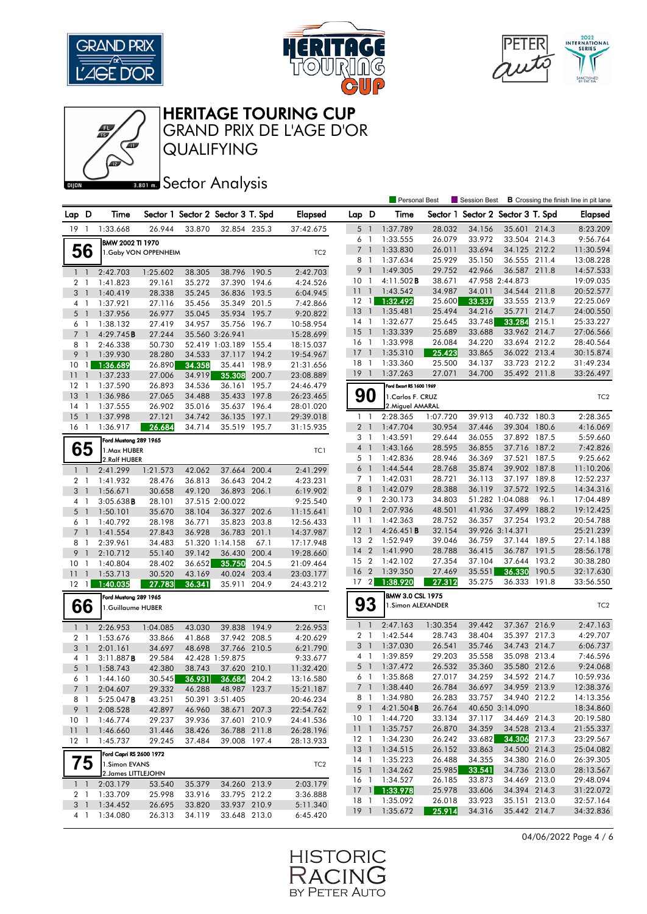# HERITAGE TOURING CUP

## GRAND PRIX DE L'AGE D'OR

## QUALIFYING

### Sector Analysis

Dijon 3.801 m.

Personal Best | Session Best | **B** Crossing the finish line in pit lane

| Lap | D | Time | Sector 1 | Sector 2 | Sector 3 | T. Spd | Elapsed |
|---|---|---|---|---|---|---|---|
| 19 | 1 | 1:33.668 | 26.944 | 33.870 | 32.854 | 235.3 | 37:42.675 |

### 56 — BMW 2002 TI 1970 — 1.Gaby VON OPPENHEIM — TC2

| Lap | D | Time | Sector 1 | Sector 2 | Sector 3 | T. Spd | Elapsed |
|---|---|---|---|---|---|---|---|
| 1 | 1 | 2:42.703 | 1:25.602 | 38.305 | 38.796 | 190.5 | 2:42.703 |
| 2 | 1 | 1:41.823 | 29.161 | 35.272 | 37.390 | 194.6 | 4:24.526 |
| 3 | 1 | 1:40.419 | 28.338 | 35.245 | 36.836 | 193.5 | 6:04.945 |
| 4 | 1 | 1:37.921 | 27.116 | 35.456 | 35.349 | 201.5 | 7:42.866 |
| 5 | 1 | 1:37.956 | 26.977 | 35.045 | 35.934 | 195.7 | 9:20.822 |
| 6 | 1 | 1:38.132 | 27.419 | 34.957 | 35.756 | 196.7 | 10:58.954 |
| 7 | 1 | 4:29.745 B | 27.244 | 35.560 | 3:26.941 | | 15:28.699 |
| 8 | 1 | 2:46.338 | 50.730 | 52.419 | 1:03.189 | 155.4 | 18:15.037 |
| 9 | 1 | 1:39.930 | 28.280 | 34.533 | 37.117 | 194.2 | 19:54.967 |
| 10 | 1 | 1:36.689 | 26.890 | 34.358 | 35.441 | 198.9 | 21:31.656 |
| 11 | 1 | 1:37.233 | 27.006 | 34.919 | 35.308 | 200.7 | 23:08.889 |
| 12 | 1 | 1:37.590 | 26.893 | 34.536 | 36.161 | 195.7 | 24:46.479 |
| 13 | 1 | 1:36.986 | 27.065 | 34.488 | 35.433 | 197.8 | 26:23.465 |
| 14 | 1 | 1:37.555 | 26.902 | 35.016 | 35.637 | 196.4 | 28:01.020 |
| 15 | 1 | 1:37.998 | 27.121 | 34.742 | 36.135 | 197.1 | 29:39.018 |
| 16 | 1 | 1:36.917 | 26.684 | 34.714 | 35.519 | 195.7 | 31:15.935 |

### 65 — Ford Mustang 289 1965 — 1.Max HUBER, 2.Ralf HUBER — TC1

| Lap | D | Time | Sector 1 | Sector 2 | Sector 3 | T. Spd | Elapsed |
|---|---|---|---|---|---|---|---|
| 1 | 1 | 2:41.299 | 1:21.573 | 42.062 | 37.664 | 200.4 | 2:41.299 |
| 2 | 1 | 1:41.932 | 28.476 | 36.813 | 36.643 | 204.2 | 4:23.231 |
| 3 | 1 | 1:56.671 | 30.658 | 49.120 | 36.893 | 206.1 | 6:19.902 |
| 4 | 1 | 3:05.638 B | 28.101 | 37.515 | 2:00.022 | | 9:25.540 |
| 5 | 1 | 1:50.101 | 35.670 | 38.104 | 36.327 | 202.6 | 11:15.641 |
| 6 | 1 | 1:40.792 | 28.198 | 36.771 | 35.823 | 203.8 | 12:56.433 |
| 7 | 1 | 1:41.554 | 27.843 | 36.928 | 36.783 | 201.1 | 14:37.987 |
| 8 | 1 | 2:39.961 | 34.483 | 51.320 | 1:14.158 | 67.1 | 17:17.948 |
| 9 | 1 | 2:10.712 | 55.140 | 39.142 | 36.430 | 200.4 | 19:28.660 |
| 10 | 1 | 1:40.804 | 28.402 | 36.652 | 35.750 | 204.5 | 21:09.464 |
| 11 | 1 | 1:53.713 | 30.520 | 43.169 | 40.024 | 203.4 | 23:03.177 |
| 12 | 1 | 1:40.035 | 27.783 | 36.341 | 35.911 | 204.9 | 24:43.212 |

### 66 — Ford Mustang 289 1965 — 1.Guillaume HUBER — TC1

| Lap | D | Time | Sector 1 | Sector 2 | Sector 3 | T. Spd | Elapsed |
|---|---|---|---|---|---|---|---|
| 1 | 1 | 2:26.953 | 1:04.085 | 43.030 | 39.838 | 194.9 | 2:26.953 |
| 2 | 1 | 1:53.676 | 33.866 | 41.868 | 37.942 | 208.5 | 4:20.629 |
| 3 | 1 | 2:01.161 | 34.697 | 48.698 | 37.766 | 210.5 | 6:21.790 |
| 4 | 1 | 3:11.887 B | 29.584 | 42.428 | 1:59.875 | | 9:33.677 |
| 5 | 1 | 1:58.743 | 42.380 | 38.743 | 37.620 | 210.1 | 11:32.420 |
| 6 | 1 | 1:44.160 | 30.545 | 36.931 | 36.684 | 204.2 | 13:16.580 |
| 7 | 1 | 2:04.607 | 29.332 | 46.288 | 48.987 | 123.7 | 15:21.187 |
| 8 | 1 | 5:25.047 B | 43.251 | 50.391 | 3:51.405 | | 20:46.234 |
| 9 | 1 | 2:08.528 | 42.897 | 46.960 | 38.671 | 207.3 | 22:54.762 |
| 10 | 1 | 1:46.774 | 29.237 | 39.936 | 37.601 | 210.9 | 24:41.536 |
| 11 | 1 | 1:46.660 | 31.446 | 38.426 | 36.788 | 211.8 | 26:28.196 |
| 12 | 1 | 1:45.737 | 29.245 | 37.484 | 39.008 | 197.4 | 28:13.933 |

### 75 — Ford Capri RS 2600 1972 — 1.Simon EVANS, 2.James LITTLEJOHN — TC2

| Lap | D | Time | Sector 1 | Sector 2 | Sector 3 | T. Spd | Elapsed |
|---|---|---|---|---|---|---|---|
| 1 | 1 | 2:03.179 | 53.540 | 35.379 | 34.260 | 213.9 | 2:03.179 |
| 2 | 1 | 1:33.709 | 25.998 | 33.916 | 33.795 | 212.2 | 3:36.888 |
| 3 | 1 | 1:34.452 | 26.695 | 33.820 | 33.937 | 210.9 | 5:11.340 |
| 4 | 1 | 1:34.080 | 26.313 | 34.119 | 33.648 | 213.0 | 6:45.420 |
| 5 | 1 | 1:37.789 | 28.032 | 34.156 | 35.601 | 214.3 | 8:23.209 |
| 6 | 1 | 1:33.555 | 26.079 | 33.972 | 33.504 | 214.3 | 9:56.764 |
| 7 | 1 | 1:33.830 | 26.011 | 33.694 | 34.125 | 212.2 | 11:30.594 |
| 8 | 1 | 1:37.634 | 25.929 | 35.150 | 36.555 | 211.4 | 13:08.228 |
| 9 | 1 | 1:49.305 | 29.752 | 42.966 | 36.587 | 211.8 | 14:57.533 |
| 10 | 1 | 4:11.502 B | 38.671 | 47.958 | 2:44.873 | | 19:09.035 |
| 11 | 1 | 1:43.542 | 34.987 | 34.011 | 34.544 | 211.8 | 20:52.577 |
| 12 | 1 | 1:32.492 | 25.600 | 33.337 | 33.555 | 213.9 | 22:25.069 |
| 13 | 1 | 1:35.481 | 25.494 | 34.216 | 35.771 | 214.7 | 24:00.550 |
| 14 | 1 | 1:32.677 | 25.645 | 33.748 | 33.284 | 215.1 | 25:33.227 |
| 15 | 1 | 1:33.339 | 25.689 | 33.688 | 33.962 | 214.7 | 27:06.566 |
| 16 | 1 | 1:33.998 | 26.084 | 34.220 | 33.694 | 212.2 | 28:40.564 |
| 17 | 1 | 1:35.310 | 25.423 | 33.865 | 36.022 | 213.4 | 30:15.874 |
| 18 | 1 | 1:33.360 | 25.500 | 34.137 | 33.723 | 212.2 | 31:49.234 |
| 19 | 1 | 1:37.263 | 27.071 | 34.700 | 35.492 | 211.8 | 33:26.497 |

### 90 — Ford Escort RS 1600 1969 — 1.Carlos F. CRUZ, 2.Miguel AMARAL — TC2

| Lap | D | Time | Sector 1 | Sector 2 | Sector 3 | T. Spd | Elapsed |
|---|---|---|---|---|---|---|---|
| 1 | 1 | 2:28.365 | 1:07.720 | 39.913 | 40.732 | 180.3 | 2:28.365 |
| 2 | 1 | 1:47.704 | 30.954 | 37.446 | 39.304 | 180.6 | 4:16.069 |
| 3 | 1 | 1:43.591 | 29.644 | 36.055 | 37.892 | 187.5 | 5:59.660 |
| 4 | 1 | 1:43.166 | 28.595 | 36.855 | 37.716 | 187.2 | 7:42.826 |
| 5 | 1 | 1:42.836 | 28.946 | 36.369 | 37.521 | 187.5 | 9:25.662 |
| 6 | 1 | 1:44.544 | 28.768 | 35.874 | 39.902 | 187.8 | 11:10.206 |
| 7 | 1 | 1:42.031 | 28.721 | 36.113 | 37.197 | 189.8 | 12:52.237 |
| 8 | 1 | 1:42.079 | 28.388 | 36.119 | 37.572 | 192.5 | 14:34.316 |
| 9 | 1 | 2:30.173 | 34.803 | 51.282 | 1:04.088 | 96.1 | 17:04.489 |
| 10 | 1 | 2:07.936 | 48.501 | 41.936 | 37.499 | 188.2 | 19:12.425 |
| 11 | 1 | 1:42.363 | 28.752 | 36.357 | 37.254 | 193.2 | 20:54.788 |
| 12 | 1 | 4:26.451 B | 32.154 | 39.926 | 3:14.371 | | 25:21.239 |
| 13 | 2 | 1:52.949 | 39.046 | 36.759 | 37.144 | 189.5 | 27:14.188 |
| 14 | 2 | 1:41.990 | 28.788 | 36.415 | 36.787 | 191.5 | 28:56.178 |
| 15 | 2 | 1:42.102 | 27.354 | 37.104 | 37.644 | 193.2 | 30:38.280 |
| 16 | 2 | 1:39.350 | 27.469 | 35.551 | 36.330 | 190.5 | 32:17.630 |
| 17 | 2 | 1:38.920 | 27.312 | 35.275 | 36.333 | 191.8 | 33:56.550 |

### 93 — BMW 3.0 CSL 1975 — 1.Simon ALEXANDER — TC2

| Lap | D | Time | Sector 1 | Sector 2 | Sector 3 | T. Spd | Elapsed |
|---|---|---|---|---|---|---|---|
| 1 | 1 | 2:47.163 | 1:30.354 | 39.442 | 37.367 | 216.9 | 2:47.163 |
| 2 | 1 | 1:42.544 | 28.743 | 38.404 | 35.397 | 217.3 | 4:29.707 |
| 3 | 1 | 1:37.030 | 26.541 | 35.746 | 34.743 | 214.7 | 6:06.737 |
| 4 | 1 | 1:39.859 | 29.203 | 35.558 | 35.098 | 213.4 | 7:46.596 |
| 5 | 1 | 1:37.472 | 26.532 | 35.360 | 35.580 | 212.6 | 9:24.068 |
| 6 | 1 | 1:35.868 | 27.017 | 34.259 | 34.592 | 214.7 | 10:59.936 |
| 7 | 1 | 1:38.440 | 26.784 | 36.697 | 34.959 | 213.9 | 12:38.376 |
| 8 | 1 | 1:34.980 | 26.283 | 33.757 | 34.940 | 212.2 | 14:13.356 |
| 9 | 1 | 4:21.504 B | 26.764 | 40.650 | 3:14.090 | | 18:34.860 |
| 10 | 1 | 1:44.720 | 33.134 | 37.117 | 34.469 | 214.3 | 20:19.580 |
| 11 | 1 | 1:35.757 | 26.870 | 34.359 | 34.528 | 213.4 | 21:55.337 |
| 12 | 1 | 1:34.230 | 26.242 | 33.682 | 34.306 | 217.3 | 23:29.567 |
| 13 | 1 | 1:34.515 | 26.152 | 33.863 | 34.500 | 214.3 | 25:04.082 |
| 14 | 1 | 1:35.223 | 26.488 | 34.355 | 34.380 | 216.0 | 26:39.305 |
| 15 | 1 | 1:34.262 | 25.985 | 33.541 | 34.736 | 213.0 | 28:13.567 |
| 16 | 1 | 1:34.527 | 26.185 | 33.873 | 34.469 | 213.0 | 29:48.094 |
| 17 | 1 | 1:33.978 | 25.978 | 33.606 | 34.394 | 214.3 | 31:22.072 |
| 18 | 1 | 1:35.092 | 26.018 | 33.923 | 35.151 | 213.0 | 32:57.164 |
| 19 | 1 | 1:35.672 | 25.914 | 34.316 | 35.442 | 214.7 | 34:32.836 |

04/06/2022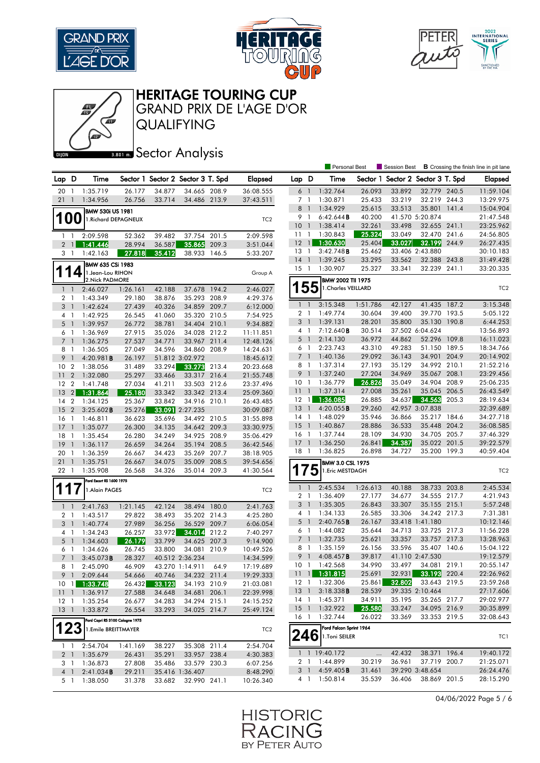# HERITAGE TOURING CUP

## GRAND PRIX DE L'AGE D'OR

## QUALIFYING

### Sector Analysis

Personal Best | Session Best | **B** Crossing the finish line in pit lane

| Lap | D | Time | Sector 1 | Sector 2 | Sector 3 | T. Spd | Elapsed |
|---|---|---|---|---|---|---|---|
| 20 | 1 | 1:35.719 | 26.177 | 34.877 | 34.665 | 208.9 | 36:08.555 |
| 21 | 1 | 1:34.956 | 26.756 | 33.714 | 34.486 | 213.9 | 37:43.511 |

**100** — BMW 530i US 1981 — 1.Richard DEPAGNEUX — TC2

| Lap | D | Time | Sector 1 | Sector 2 | Sector 3 | T. Spd | Elapsed |
|---|---|---|---|---|---|---|---|
| 1 | 1 | 2:09.598 | 52.362 | 39.482 | 37.754 | 201.5 | 2:09.598 |
| 2 | 1 | 1:41.446 | 28.994 | 36.587 | 35.865 | 209.3 | 3:51.044 |
| 3 | 1 | 1:42.163 | 27.818 | 35.412 | 38.933 | 146.5 | 5:33.207 |

**114** — BMW 635 CSi 1983 — 1.Jean-Lou RIHON, 2.Nick PADMORE — Group A

| Lap | D | Time | Sector 1 | Sector 2 | Sector 3 | T. Spd | Elapsed |
|---|---|---|---|---|---|---|---|
| 1 | 1 | 2:46.027 | 1:26.161 | 42.188 | 37.678 | 194.2 | 2:46.027 |
| 2 | 1 | 1:43.349 | 29.180 | 38.876 | 35.293 | 208.9 | 4:29.376 |
| 3 | 1 | 1:42.624 | 27.439 | 40.326 | 34.859 | 209.7 | 6:12.000 |
| 4 | 1 | 1:42.925 | 26.545 | 41.060 | 35.320 | 210.5 | 7:54.925 |
| 5 | 1 | 1:39.957 | 26.772 | 38.781 | 34.404 | 210.1 | 9:34.882 |
| 6 | 1 | 1:36.969 | 27.915 | 35.026 | 34.028 | 212.2 | 11:11.851 |
| 7 | 1 | 1:36.275 | 27.537 | 34.771 | 33.967 | 211.4 | 12:48.126 |
| 8 | 1 | 1:36.505 | 27.049 | 34.596 | 34.860 | 208.9 | 14:24.631 |
| 9 | 1 | 4:20.981**B** | 26.197 | 51.812 | 3:02.972 | | 18:45.612 |
| 10 | 2 | 1:38.056 | 31.489 | 33.294 | 33.273 | 213.4 | 20:23.668 |
| 11 | 2 | 1:32.080 | 25.297 | 33.466 | 33.317 | 216.4 | 21:55.748 |
| 12 | 2 | 1:41.748 | 27.034 | 41.211 | 33.503 | 212.6 | 23:37.496 |
| 13 | 2 | 1:31.864 | 25.180 | 33.342 | 33.342 | 213.4 | 25:09.360 |
| 14 | 2 | 1:34.125 | 25.367 | 33.842 | 34.916 | 210.1 | 26:43.485 |
| 15 | 2 | 3:25.602**B** | 25.276 | 33.091 | 2:27.235 | | 30:09.087 |
| 16 | 1 | 1:46.811 | 36.623 | 35.696 | 34.492 | 210.5 | 31:55.898 |
| 17 | 1 | 1:35.077 | 26.300 | 34.135 | 34.642 | 209.3 | 33:30.975 |
| 18 | 1 | 1:35.454 | 26.280 | 34.249 | 34.925 | 208.9 | 35:06.429 |
| 19 | 1 | 1:36.117 | 26.659 | 34.264 | 35.194 | 208.5 | 36:42.546 |
| 20 | 1 | 1:36.359 | 26.667 | 34.423 | 35.269 | 207.7 | 38:18.905 |
| 21 | 1 | 1:35.751 | 26.667 | 34.075 | 35.009 | 208.5 | 39:54.656 |
| 22 | 1 | 1:35.908 | 26.568 | 34.326 | 35.014 | 209.3 | 41:30.564 |

**117** — Ford Escort RS 1600 1975 — 1.Alain PAGES — TC2

| Lap | D | Time | Sector 1 | Sector 2 | Sector 3 | T. Spd | Elapsed |
|---|---|---|---|---|---|---|---|
| 1 | 1 | 2:41.763 | 1:21.145 | 42.124 | 38.494 | 180.0 | 2:41.763 |
| 2 | 1 | 1:43.517 | 29.822 | 38.493 | 35.202 | 214.3 | 4:25.280 |
| 3 | 1 | 1:40.774 | 27.989 | 36.256 | 36.529 | 209.7 | 6:06.054 |
| 4 | 1 | 1:34.243 | 26.257 | 33.972 | 34.014 | 212.2 | 7:40.297 |
| 5 | 1 | 1:34.603 | 26.179 | 33.799 | 34.625 | 207.3 | 9:14.900 |
| 6 | 1 | 1:34.626 | 26.745 | 33.800 | 34.081 | 210.9 | 10:49.526 |
| 7 | 1 | 3:45.073**B** | 28.327 | 40.512 | 2:36.234 | | 14:34.599 |
| 8 | 1 | 2:45.090 | 46.909 | 43.270 | 1:14.911 | 64.9 | 17:19.689 |
| 9 | 1 | 2:09.644 | 54.656 | 40.746 | 34.232 | 211.4 | 19:29.333 |
| 10 | 1 | 1:33.748 | 26.432 | 33.123 | 34.193 | 210.9 | 21:03.081 |
| 11 | 1 | 1:36.917 | 27.588 | 34.648 | 34.681 | 206.1 | 22:39.998 |
| 12 | 1 | 1:35.254 | 26.677 | 34.283 | 34.294 | 215.1 | 24:15.252 |
| 13 | 1 | 1:33.872 | 26.554 | 33.293 | 34.025 | 214.7 | 25:49.124 |

**123** — Ford Capri RS 3100 Cologne 1975 — 1.Emile BREITTMAYER — TC2

| Lap | D | Time | Sector 1 | Sector 2 | Sector 3 | T. Spd | Elapsed |
|---|---|---|---|---|---|---|---|
| 1 | 1 | 2:54.704 | 1:41.169 | 38.227 | 35.308 | 211.4 | 2:54.704 |
| 2 | 1 | 1:35.679 | 26.431 | 35.291 | 33.957 | 238.4 | 4:30.383 |
| 3 | 1 | 1:36.873 | 27.808 | 35.486 | 33.579 | 230.3 | 6:07.256 |
| 4 | 1 | 2:41.034**B** | 29.211 | 35.416 | 1:36.407 | | 8:48.290 |
| 5 | 1 | 1:38.050 | 31.378 | 33.682 | 32.990 | 241.1 | 10:26.340 |
| 6 | 1 | 1:32.764 | 26.093 | 33.892 | 32.779 | 240.5 | 11:59.104 |
| 7 | 1 | 1:30.871 | 25.433 | 33.219 | 32.219 | 244.3 | 13:29.975 |
| 8 | 1 | 1:34.929 | 25.615 | 33.513 | 35.801 | 141.4 | 15:04.904 |
| 9 | 1 | 6:42.644**B** | 40.200 | 41.570 | 5:20.874 | | 21:47.548 |
| 10 | 1 | 1:38.414 | 32.261 | 33.498 | 32.655 | 241.1 | 23:25.962 |
| 11 | 1 | 1:30.843 | 25.324 | 33.049 | 32.470 | 241.6 | 24:56.805 |
| 12 | 1 | 1:30.630 | 25.404 | 33.027 | 32.199 | 244.9 | 26:27.435 |
| 13 | 1 | 3:42.748**B** | 25.462 | 33.406 | 2:43.880 | | 30:10.183 |
| 14 | 1 | 1:39.245 | 33.295 | 33.562 | 32.388 | 243.8 | 31:49.428 |
| 15 | 1 | 1:30.907 | 25.327 | 33.341 | 32.239 | 241.1 | 33:20.335 |

**155** — BMW 2002 TII 1975 — 1.Charles VEILLARD — TC2

| Lap | D | Time | Sector 1 | Sector 2 | Sector 3 | T. Spd | Elapsed |
|---|---|---|---|---|---|---|---|
| 1 | 1 | 3:15.348 | 1:51.786 | 42.127 | 41.435 | 187.2 | 3:15.348 |
| 2 | 1 | 1:49.774 | 30.604 | 39.400 | 39.770 | 193.5 | 5:05.122 |
| 3 | 1 | 1:39.131 | 28.201 | 35.800 | 35.130 | 190.8 | 6:44.253 |
| 4 | 1 | 7:12.640**B** | 30.514 | 37.502 | 6:04.624 | | 13:56.893 |
| 5 | 1 | 2:14.130 | 36.972 | 44.862 | 52.296 | 109.8 | 16:11.023 |
| 6 | 1 | 2:23.743 | 43.310 | 49.283 | 51.150 | 189.5 | 18:34.766 |
| 7 | 1 | 1:40.136 | 29.092 | 36.143 | 34.901 | 204.9 | 20:14.902 |
| 8 | 1 | 1:37.314 | 27.193 | 35.129 | 34.992 | 210.1 | 21:52.216 |
| 9 | 1 | 1:37.240 | 27.204 | 34.969 | 35.067 | 208.1 | 23:29.456 |
| 10 | 1 | 1:36.779 | 26.826 | 35.049 | 34.904 | 208.9 | 25:06.235 |
| 11 | 1 | 1:37.314 | 27.008 | 35.261 | 35.045 | 206.5 | 26:43.549 |
| 12 | 1 | 1:36.085 | 26.885 | 34.637 | 34.563 | 205.3 | 28:19.634 |
| 13 | 1 | 4:20.055**B** | 29.260 | 42.957 | 3:07.838 | | 32:39.689 |
| 14 | 1 | 1:48.029 | 35.946 | 36.866 | 35.217 | 184.6 | 34:27.718 |
| 15 | 1 | 1:40.867 | 28.886 | 36.533 | 35.448 | 204.2 | 36:08.585 |
| 16 | 1 | 1:37.744 | 28.109 | 34.930 | 34.705 | 205.7 | 37:46.329 |
| 17 | 1 | 1:36.250 | 26.841 | 34.387 | 35.022 | 201.5 | 39:22.579 |
| 18 | 1 | 1:36.825 | 26.898 | 34.727 | 35.200 | 199.3 | 40:59.404 |

**175** — BMW 3.0 CSL 1975 — 1.Eric MESTDAGH — TC2

| Lap | D | Time | Sector 1 | Sector 2 | Sector 3 | T. Spd | Elapsed |
|---|---|---|---|---|---|---|---|
| 1 | 1 | 2:45.534 | 1:26.613 | 40.188 | 38.733 | 203.8 | 2:45.534 |
| 2 | 1 | 1:36.409 | 27.177 | 34.677 | 34.555 | 217.7 | 4:21.943 |
| 3 | 1 | 1:35.305 | 26.843 | 33.307 | 35.155 | 215.1 | 5:57.248 |
| 4 | 1 | 1:34.133 | 26.585 | 33.306 | 34.242 | 217.3 | 7:31.381 |
| 5 | 1 | 2:40.765**B** | 26.167 | 33.418 | 1:41.180 | | 10:12.146 |
| 6 | 1 | 1:44.082 | 35.644 | 34.713 | 33.725 | 217.3 | 11:56.228 |
| 7 | 1 | 1:32.735 | 25.621 | 33.357 | 33.757 | 217.3 | 13:28.963 |
| 8 | 1 | 1:35.159 | 26.156 | 33.596 | 35.407 | 140.6 | 15:04.122 |
| 9 | 1 | 4:08.457**B** | 39.817 | 41.110 | 2:47.530 | | 19:12.579 |
| 10 | 1 | 1:42.568 | 34.990 | 33.497 | 34.081 | 219.1 | 20:55.147 |
| 11 | 1 | 1:31.815 | 25.691 | 32.931 | 33.193 | 220.4 | 22:26.962 |
| 12 | 1 | 1:32.306 | 25.861 | 32.802 | 33.643 | 219.5 | 23:59.268 |
| 13 | 1 | 3:18.338**B** | 28.539 | 39.335 | 2:10.464 | | 27:17.606 |
| 14 | 1 | 1:45.371 | 35.195 | 34.911 | 35.265 | 217.7 | 29:02.977 |
| 15 | 1 | 1:32.922 | 25.580 | 33.247 | 34.095 | 216.9 | 30:35.899 |
| 16 | 1 | 1:32.744 | 26.022 | 33.369 | 33.353 | 219.5 | 32:08.643 |

**246** — Ford Falcon Sprint 1964 — 1.Toni SEILER — TC1

| Lap | D | Time | Sector 1 | Sector 2 | Sector 3 | T. Spd | Elapsed |
|---|---|---|---|---|---|---|---|
| 1 | 1 | 19:40.172 | ... | 42.432 | 38.371 | 196.4 | 19:40.172 |
| 2 | 1 | 1:44.899 | 30.219 | 36.961 | 37.719 | 200.7 | 21:25.071 |
| 3 | 1 | 4:59.405**B** | 31.461 | 39.290 | 3:48.654 | | 26:24.476 |
| 4 | 1 | 1:50.814 | 35.539 | 36.406 | 38.869 | 201.5 | 28:15.290 |

04/06/2022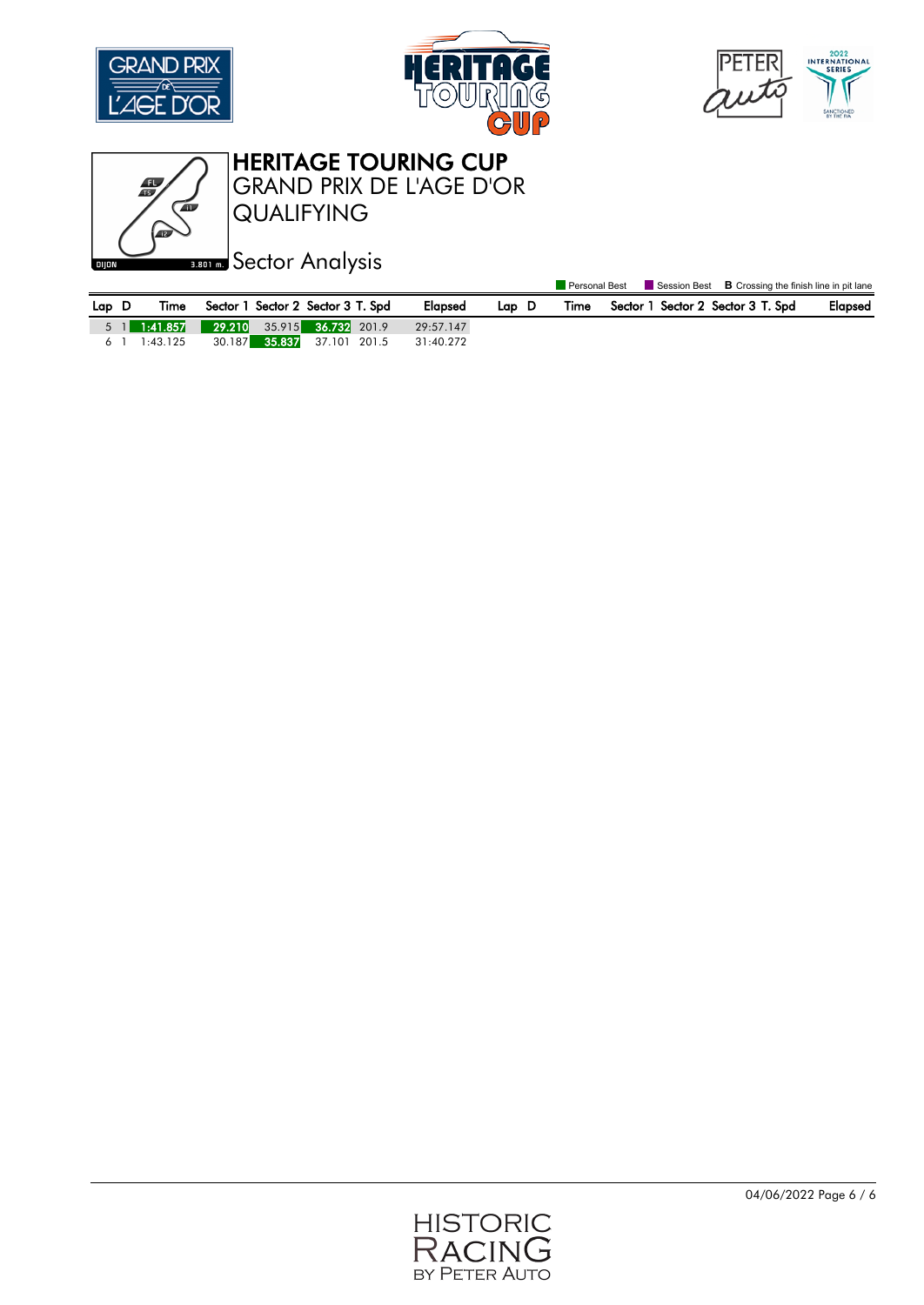# HERITAGE TOURING CUP

## GRAND PRIX DE L'AGE D'OR

## QUALIFYING

DIJON 3.801 m.

## Sector Analysis

Personal Best | Session Best | **B** Crossing the finish line in pit lane

| Lap | D | Time | Sector 1 | Sector 2 | Sector 3 | T. Spd | Elapsed | Lap | D | Time | Sector 1 | Sector 2 | Sector 3 | T. Spd | Elapsed |
|---|---|---|---|---|---|---|---|---|---|---|---|---|---|---|---|
| 5 | 1 | 1:41.857 | 29.210 | 35.915 | 36.732 | 201.9 | 29:57.147 | | | | | | | | |
| 6 | 1 | 1:43.125 | 30.187 | 35.837 | 37.101 | 201.5 | 31:40.272 | | | | | | | | |

04/06/2022

HISTORIC RACING BY PETER AUTO